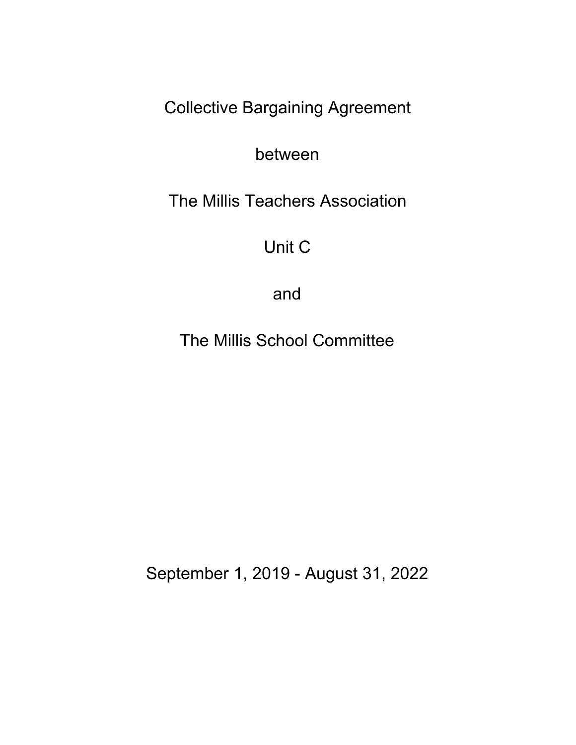# Collective Bargaining Agreement

between

The Millis Teachers Association

Unit C

and

The Millis School Committee

September 1, 2019 - August 31, 2022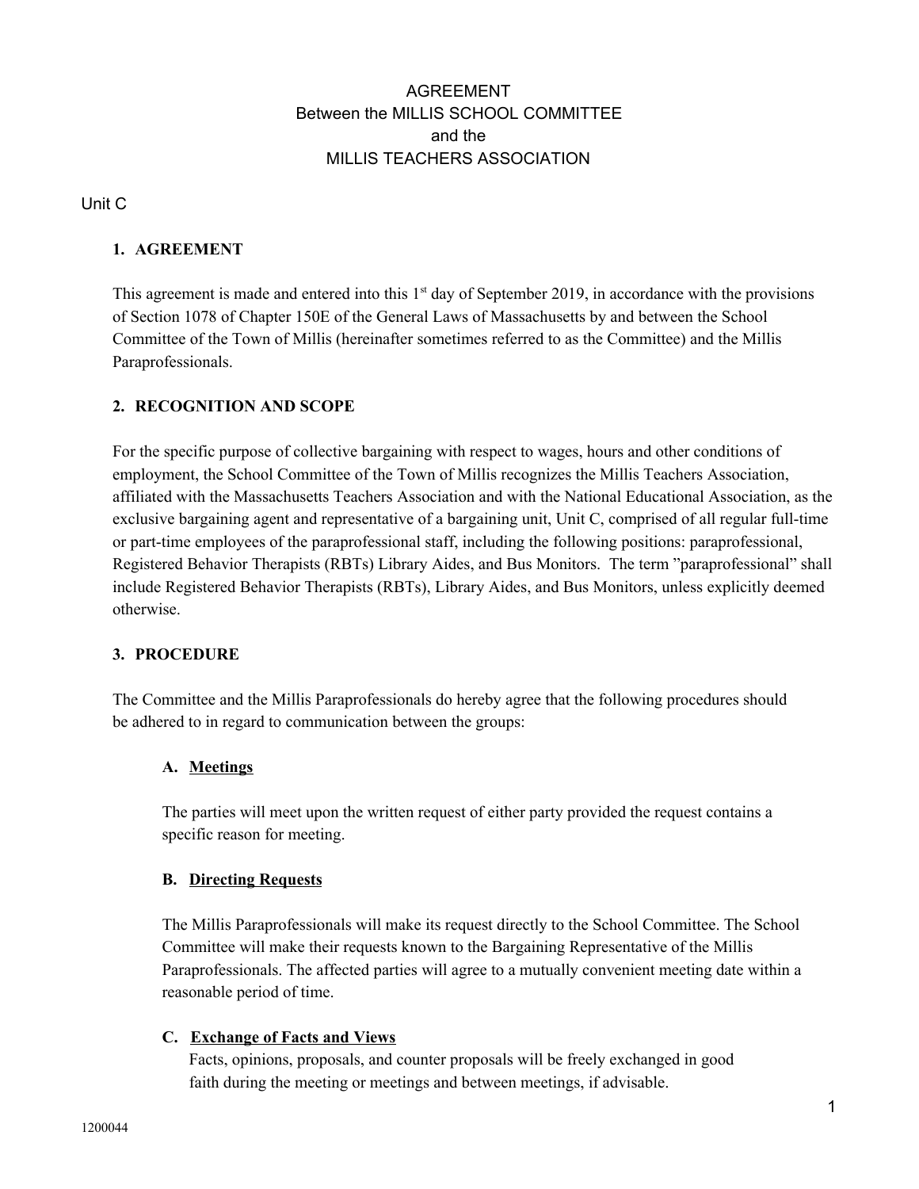AGREEMENT
Between the MILLIS SCHOOL COMMITTEE
and the
MILLIS TEACHERS ASSOCIATION

Unit C

## 1. AGREEMENT

This agreement is made and entered into this 1st day of September 2019, in accordance with the provisions of Section 1078 of Chapter 150E of the General Laws of Massachusetts by and between the School Committee of the Town of Millis (hereinafter sometimes referred to as the Committee) and the Millis Paraprofessionals.

## 2. RECOGNITION AND SCOPE

For the specific purpose of collective bargaining with respect to wages, hours and other conditions of employment, the School Committee of the Town of Millis recognizes the Millis Teachers Association, affiliated with the Massachusetts Teachers Association and with the National Educational Association, as the exclusive bargaining agent and representative of a bargaining unit, Unit C, comprised of all regular full-time or part-time employees of the paraprofessional staff, including the following positions: paraprofessional, Registered Behavior Therapists (RBTs) Library Aides, and Bus Monitors. The term "paraprofessional" shall include Registered Behavior Therapists (RBTs), Library Aides, and Bus Monitors, unless explicitly deemed otherwise.

## 3. PROCEDURE

The Committee and the Millis Paraprofessionals do hereby agree that the following procedures should be adhered to in regard to communication between the groups:

### A. Meetings

The parties will meet upon the written request of either party provided the request contains a specific reason for meeting.

### B. Directing Requests

The Millis Paraprofessionals will make its request directly to the School Committee. The School Committee will make their requests known to the Bargaining Representative of the Millis Paraprofessionals. The affected parties will agree to a mutually convenient meeting date within a reasonable period of time.

### C. Exchange of Facts and Views

Facts, opinions, proposals, and counter proposals will be freely exchanged in good faith during the meeting or meetings and between meetings, if advisable.

1200044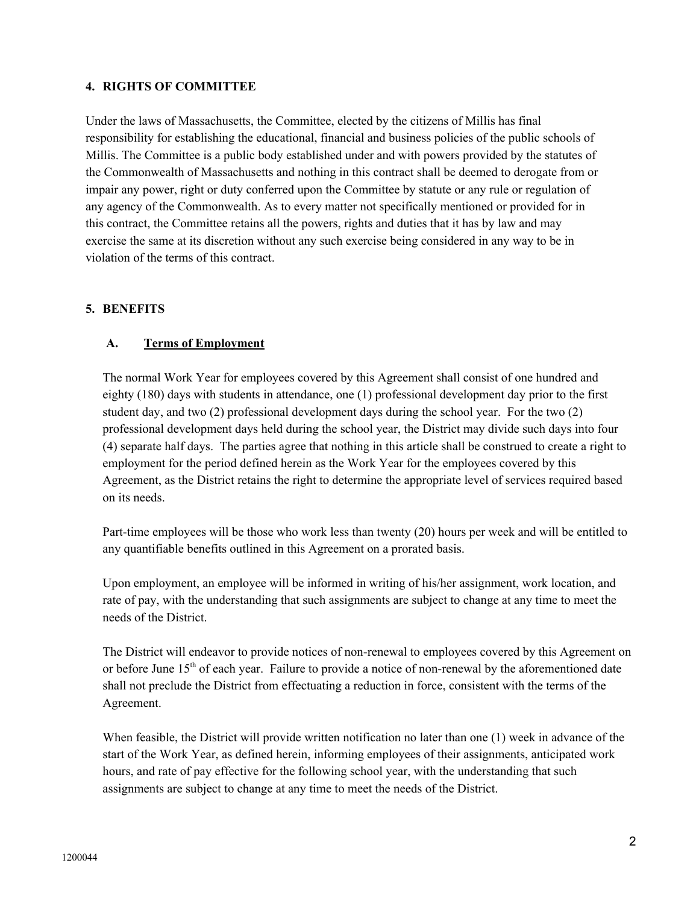## 4. RIGHTS OF COMMITTEE

Under the laws of Massachusetts, the Committee, elected by the citizens of Millis has final responsibility for establishing the educational, financial and business policies of the public schools of Millis. The Committee is a public body established under and with powers provided by the statutes of the Commonwealth of Massachusetts and nothing in this contract shall be deemed to derogate from or impair any power, right or duty conferred upon the Committee by statute or any rule or regulation of any agency of the Commonwealth. As to every matter not specifically mentioned or provided for in this contract, the Committee retains all the powers, rights and duties that it has by law and may exercise the same at its discretion without any such exercise being considered in any way to be in violation of the terms of this contract.

## 5. BENEFITS

### A. Terms of Employment

The normal Work Year for employees covered by this Agreement shall consist of one hundred and eighty (180) days with students in attendance, one (1) professional development day prior to the first student day, and two (2) professional development days during the school year. For the two (2) professional development days held during the school year, the District may divide such days into four (4) separate half days. The parties agree that nothing in this article shall be construed to create a right to employment for the period defined herein as the Work Year for the employees covered by this Agreement, as the District retains the right to determine the appropriate level of services required based on its needs.

Part-time employees will be those who work less than twenty (20) hours per week and will be entitled to any quantifiable benefits outlined in this Agreement on a prorated basis.

Upon employment, an employee will be informed in writing of his/her assignment, work location, and rate of pay, with the understanding that such assignments are subject to change at any time to meet the needs of the District.

The District will endeavor to provide notices of non-renewal to employees covered by this Agreement on or before June 15th of each year. Failure to provide a notice of non-renewal by the aforementioned date shall not preclude the District from effectuating a reduction in force, consistent with the terms of the Agreement.

When feasible, the District will provide written notification no later than one (1) week in advance of the start of the Work Year, as defined herein, informing employees of their assignments, anticipated work hours, and rate of pay effective for the following school year, with the understanding that such assignments are subject to change at any time to meet the needs of the District.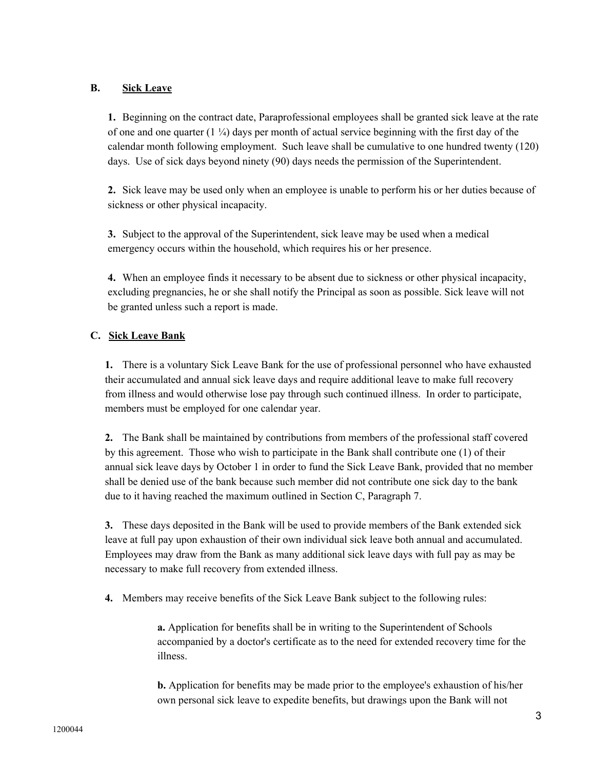## B. Sick Leave

**1.** Beginning on the contract date, Paraprofessional employees shall be granted sick leave at the rate of one and one quarter (1 ¼) days per month of actual service beginning with the first day of the calendar month following employment. Such leave shall be cumulative to one hundred twenty (120) days. Use of sick days beyond ninety (90) days needs the permission of the Superintendent.

**2.** Sick leave may be used only when an employee is unable to perform his or her duties because of sickness or other physical incapacity.

**3.** Subject to the approval of the Superintendent, sick leave may be used when a medical emergency occurs within the household, which requires his or her presence.

**4.** When an employee finds it necessary to be absent due to sickness or other physical incapacity, excluding pregnancies, he or she shall notify the Principal as soon as possible. Sick leave will not be granted unless such a report is made.

## C. Sick Leave Bank

**1.** There is a voluntary Sick Leave Bank for the use of professional personnel who have exhausted their accumulated and annual sick leave days and require additional leave to make full recovery from illness and would otherwise lose pay through such continued illness. In order to participate, members must be employed for one calendar year.

**2.** The Bank shall be maintained by contributions from members of the professional staff covered by this agreement. Those who wish to participate in the Bank shall contribute one (1) of their annual sick leave days by October 1 in order to fund the Sick Leave Bank, provided that no member shall be denied use of the bank because such member did not contribute one sick day to the bank due to it having reached the maximum outlined in Section C, Paragraph 7.

**3.** These days deposited in the Bank will be used to provide members of the Bank extended sick leave at full pay upon exhaustion of their own individual sick leave both annual and accumulated. Employees may draw from the Bank as many additional sick leave days with full pay as may be necessary to make full recovery from extended illness.

**4.** Members may receive benefits of the Sick Leave Bank subject to the following rules:

**a.** Application for benefits shall be in writing to the Superintendent of Schools accompanied by a doctor's certificate as to the need for extended recovery time for the illness.

**b.** Application for benefits may be made prior to the employee's exhaustion of his/her own personal sick leave to expedite benefits, but drawings upon the Bank will not

1200044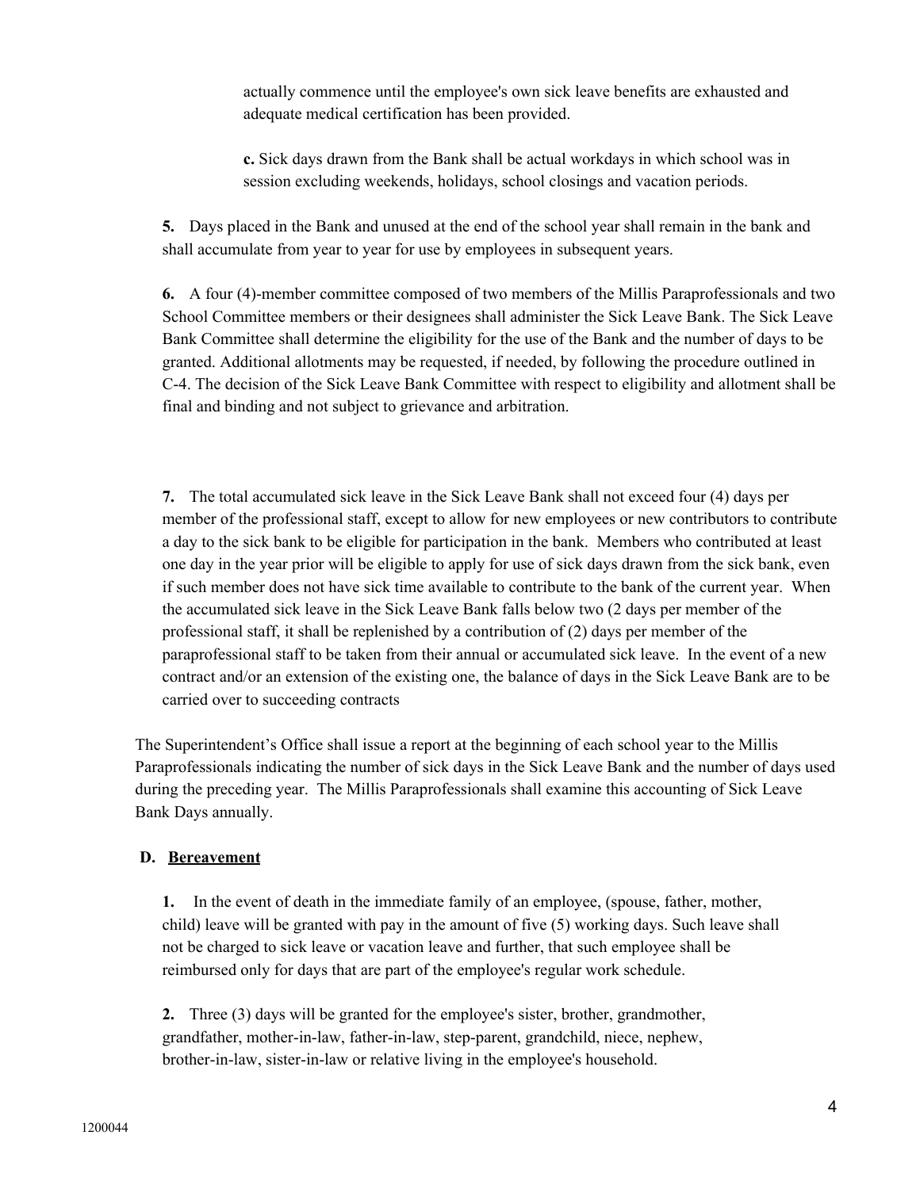actually commence until the employee's own sick leave benefits are exhausted and adequate medical certification has been provided.

**c.** Sick days drawn from the Bank shall be actual workdays in which school was in session excluding weekends, holidays, school closings and vacation periods.

**5.** Days placed in the Bank and unused at the end of the school year shall remain in the bank and shall accumulate from year to year for use by employees in subsequent years.

**6.** A four (4)-member committee composed of two members of the Millis Paraprofessionals and two School Committee members or their designees shall administer the Sick Leave Bank. The Sick Leave Bank Committee shall determine the eligibility for the use of the Bank and the number of days to be granted. Additional allotments may be requested, if needed, by following the procedure outlined in C-4. The decision of the Sick Leave Bank Committee with respect to eligibility and allotment shall be final and binding and not subject to grievance and arbitration.

**7.** The total accumulated sick leave in the Sick Leave Bank shall not exceed four (4) days per member of the professional staff, except to allow for new employees or new contributors to contribute a day to the sick bank to be eligible for participation in the bank. Members who contributed at least one day in the year prior will be eligible to apply for use of sick days drawn from the sick bank, even if such member does not have sick time available to contribute to the bank of the current year. When the accumulated sick leave in the Sick Leave Bank falls below two (2 days per member of the professional staff, it shall be replenished by a contribution of (2) days per member of the paraprofessional staff to be taken from their annual or accumulated sick leave. In the event of a new contract and/or an extension of the existing one, the balance of days in the Sick Leave Bank are to be carried over to succeeding contracts

The Superintendent's Office shall issue a report at the beginning of each school year to the Millis Paraprofessionals indicating the number of sick days in the Sick Leave Bank and the number of days used during the preceding year. The Millis Paraprofessionals shall examine this accounting of Sick Leave Bank Days annually.

### D. Bereavement

**1.** In the event of death in the immediate family of an employee, (spouse, father, mother, child) leave will be granted with pay in the amount of five (5) working days. Such leave shall not be charged to sick leave or vacation leave and further, that such employee shall be reimbursed only for days that are part of the employee's regular work schedule.

**2.** Three (3) days will be granted for the employee's sister, brother, grandmother, grandfather, mother-in-law, father-in-law, step-parent, grandchild, niece, nephew, brother-in-law, sister-in-law or relative living in the employee's household.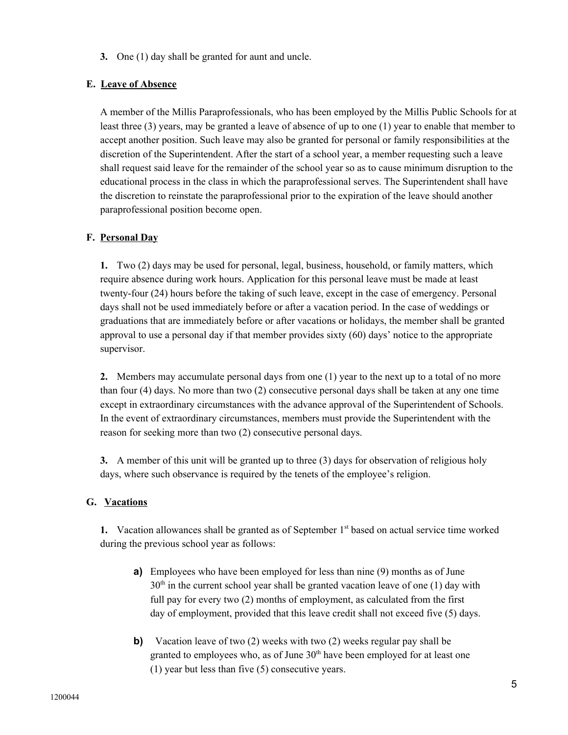**3.** One (1) day shall be granted for aunt and uncle.

### E. Leave of Absence

A member of the Millis Paraprofessionals, who has been employed by the Millis Public Schools for at least three (3) years, may be granted a leave of absence of up to one (1) year to enable that member to accept another position. Such leave may also be granted for personal or family responsibilities at the discretion of the Superintendent. After the start of a school year, a member requesting such a leave shall request said leave for the remainder of the school year so as to cause minimum disruption to the educational process in the class in which the paraprofessional serves. The Superintendent shall have the discretion to reinstate the paraprofessional prior to the expiration of the leave should another paraprofessional position become open.

### F. Personal Day

**1.** Two (2) days may be used for personal, legal, business, household, or family matters, which require absence during work hours. Application for this personal leave must be made at least twenty-four (24) hours before the taking of such leave, except in the case of emergency. Personal days shall not be used immediately before or after a vacation period. In the case of weddings or graduations that are immediately before or after vacations or holidays, the member shall be granted approval to use a personal day if that member provides sixty (60) days' notice to the appropriate supervisor.

**2.** Members may accumulate personal days from one (1) year to the next up to a total of no more than four (4) days. No more than two (2) consecutive personal days shall be taken at any one time except in extraordinary circumstances with the advance approval of the Superintendent of Schools. In the event of extraordinary circumstances, members must provide the Superintendent with the reason for seeking more than two (2) consecutive personal days.

**3.** A member of this unit will be granted up to three (3) days for observation of religious holy days, where such observance is required by the tenets of the employee's religion.

### G. Vacations

**1.** Vacation allowances shall be granted as of September 1st based on actual service time worked during the previous school year as follows:

> **a)** Employees who have been employed for less than nine (9) months as of June 30th in the current school year shall be granted vacation leave of one (1) day with full pay for every two (2) months of employment, as calculated from the first day of employment, provided that this leave credit shall not exceed five (5) days.
>
> **b)** Vacation leave of two (2) weeks with two (2) weeks regular pay shall be granted to employees who, as of June 30th have been employed for at least one (1) year but less than five (5) consecutive years.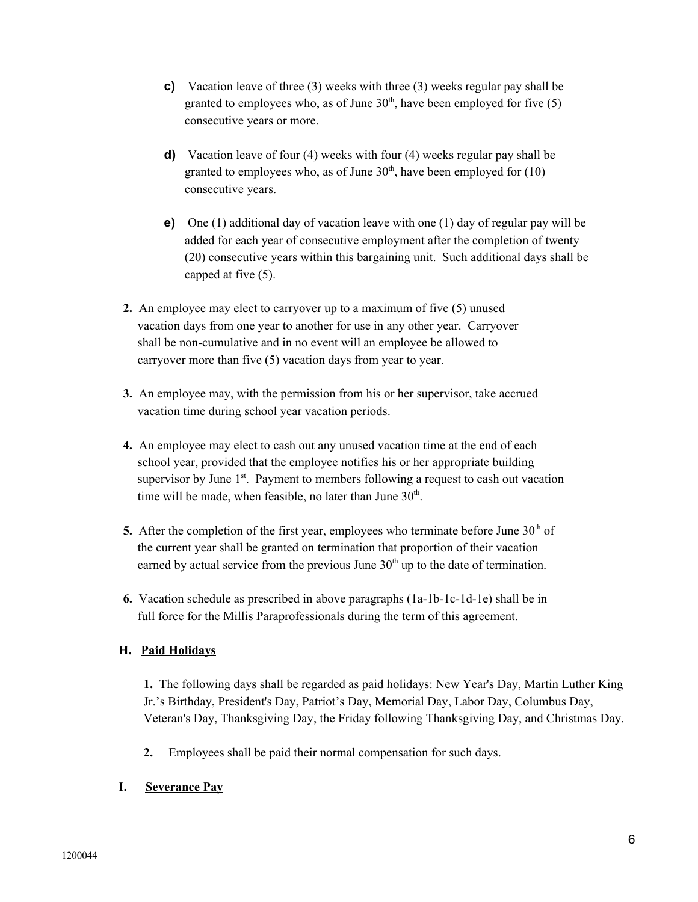c) Vacation leave of three (3) weeks with three (3) weeks regular pay shall be granted to employees who, as of June 30th, have been employed for five (5) consecutive years or more.

d) Vacation leave of four (4) weeks with four (4) weeks regular pay shall be granted to employees who, as of June 30th, have been employed for (10) consecutive years.

e) One (1) additional day of vacation leave with one (1) day of regular pay will be added for each year of consecutive employment after the completion of twenty (20) consecutive years within this bargaining unit. Such additional days shall be capped at five (5).

**2.** An employee may elect to carryover up to a maximum of five (5) unused vacation days from one year to another for use in any other year. Carryover shall be non-cumulative and in no event will an employee be allowed to carryover more than five (5) vacation days from year to year.

**3.** An employee may, with the permission from his or her supervisor, take accrued vacation time during school year vacation periods.

**4.** An employee may elect to cash out any unused vacation time at the end of each school year, provided that the employee notifies his or her appropriate building supervisor by June 1st. Payment to members following a request to cash out vacation time will be made, when feasible, no later than June 30th.

**5.** After the completion of the first year, employees who terminate before June 30th of the current year shall be granted on termination that proportion of their vacation earned by actual service from the previous June 30th up to the date of termination.

**6.** Vacation schedule as prescribed in above paragraphs (1a-1b-1c-1d-1e) shall be in full force for the Millis Paraprofessionals during the term of this agreement.

## H. Paid Holidays

**1.** The following days shall be regarded as paid holidays: New Year's Day, Martin Luther King Jr.'s Birthday, President's Day, Patriot's Day, Memorial Day, Labor Day, Columbus Day, Veteran's Day, Thanksgiving Day, the Friday following Thanksgiving Day, and Christmas Day.

**2.** Employees shall be paid their normal compensation for such days.

## I. Severance Pay

1200044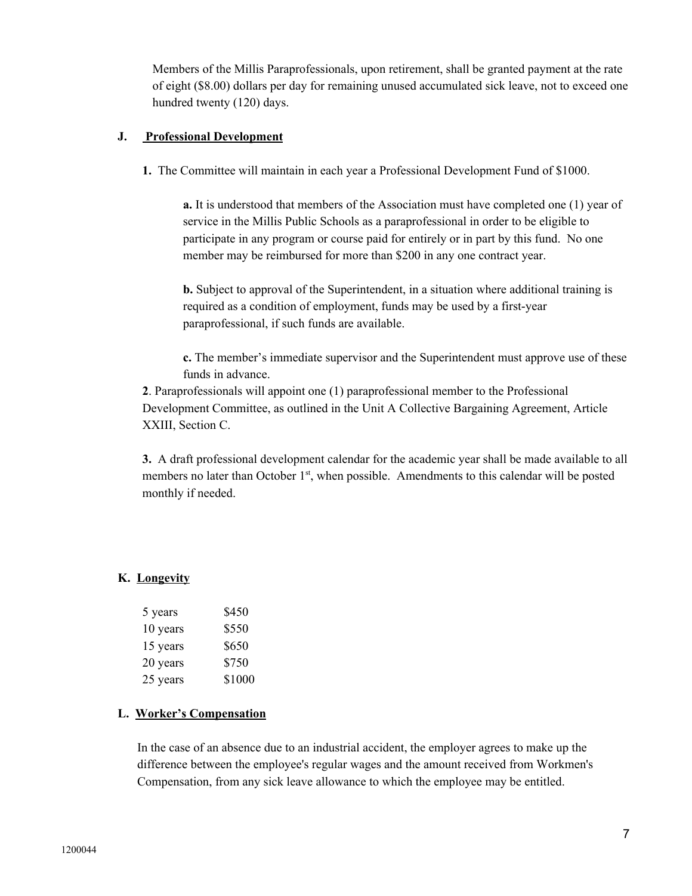Members of the Millis Paraprofessionals, upon retirement, shall be granted payment at the rate of eight ($8.00) dollars per day for remaining unused accumulated sick leave, not to exceed one hundred twenty (120) days.

### J. Professional Development

**1.** The Committee will maintain in each year a Professional Development Fund of $1000.

**a.** It is understood that members of the Association must have completed one (1) year of service in the Millis Public Schools as a paraprofessional in order to be eligible to participate in any program or course paid for entirely or in part by this fund. No one member may be reimbursed for more than $200 in any one contract year.

**b.** Subject to approval of the Superintendent, in a situation where additional training is required as a condition of employment, funds may be used by a first-year paraprofessional, if such funds are available.

**c.** The member's immediate supervisor and the Superintendent must approve use of these funds in advance.

**2**. Paraprofessionals will appoint one (1) paraprofessional member to the Professional Development Committee, as outlined in the Unit A Collective Bargaining Agreement, Article XXIII, Section C.

**3.** A draft professional development calendar for the academic year shall be made available to all members no later than October 1st, when possible. Amendments to this calendar will be posted monthly if needed.

### K. Longevity

| | |
|---|---|
| 5 years | $450 |
| 10 years | $550 |
| 15 years | $650 |
| 20 years | $750 |
| 25 years | $1000 |

### L. Worker's Compensation

In the case of an absence due to an industrial accident, the employer agrees to make up the difference between the employee's regular wages and the amount received from Workmen's Compensation, from any sick leave allowance to which the employee may be entitled.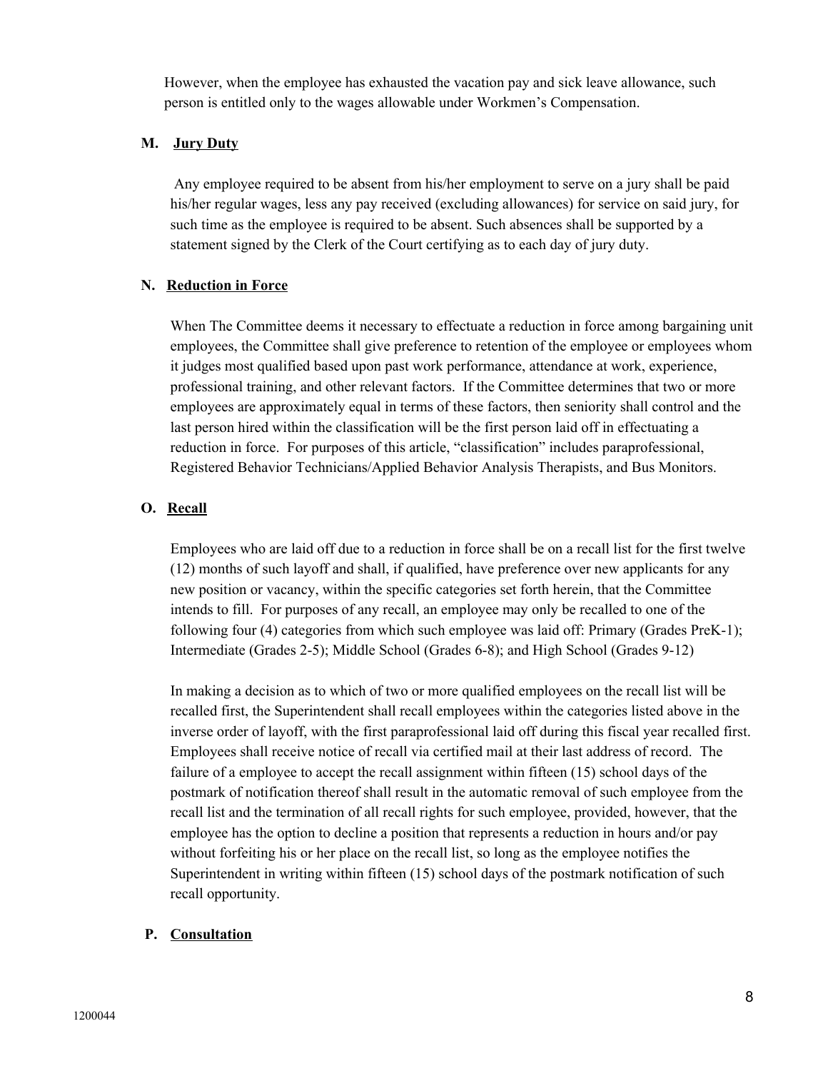However, when the employee has exhausted the vacation pay and sick leave allowance, such person is entitled only to the wages allowable under Workmen's Compensation.

**M. Jury Duty**

Any employee required to be absent from his/her employment to serve on a jury shall be paid his/her regular wages, less any pay received (excluding allowances) for service on said jury, for such time as the employee is required to be absent. Such absences shall be supported by a statement signed by the Clerk of the Court certifying as to each day of jury duty.

**N. Reduction in Force**

When The Committee deems it necessary to effectuate a reduction in force among bargaining unit employees, the Committee shall give preference to retention of the employee or employees whom it judges most qualified based upon past work performance, attendance at work, experience, professional training, and other relevant factors. If the Committee determines that two or more employees are approximately equal in terms of these factors, then seniority shall control and the last person hired within the classification will be the first person laid off in effectuating a reduction in force. For purposes of this article, "classification" includes paraprofessional, Registered Behavior Technicians/Applied Behavior Analysis Therapists, and Bus Monitors.

**O. Recall**

Employees who are laid off due to a reduction in force shall be on a recall list for the first twelve (12) months of such layoff and shall, if qualified, have preference over new applicants for any new position or vacancy, within the specific categories set forth herein, that the Committee intends to fill. For purposes of any recall, an employee may only be recalled to one of the following four (4) categories from which such employee was laid off: Primary (Grades PreK-1); Intermediate (Grades 2-5); Middle School (Grades 6-8); and High School (Grades 9-12)

In making a decision as to which of two or more qualified employees on the recall list will be recalled first, the Superintendent shall recall employees within the categories listed above in the inverse order of layoff, with the first paraprofessional laid off during this fiscal year recalled first. Employees shall receive notice of recall via certified mail at their last address of record. The failure of a employee to accept the recall assignment within fifteen (15) school days of the postmark of notification thereof shall result in the automatic removal of such employee from the recall list and the termination of all recall rights for such employee, provided, however, that the employee has the option to decline a position that represents a reduction in hours and/or pay without forfeiting his or her place on the recall list, so long as the employee notifies the Superintendent in writing within fifteen (15) school days of the postmark notification of such recall opportunity.

**P. Consultation**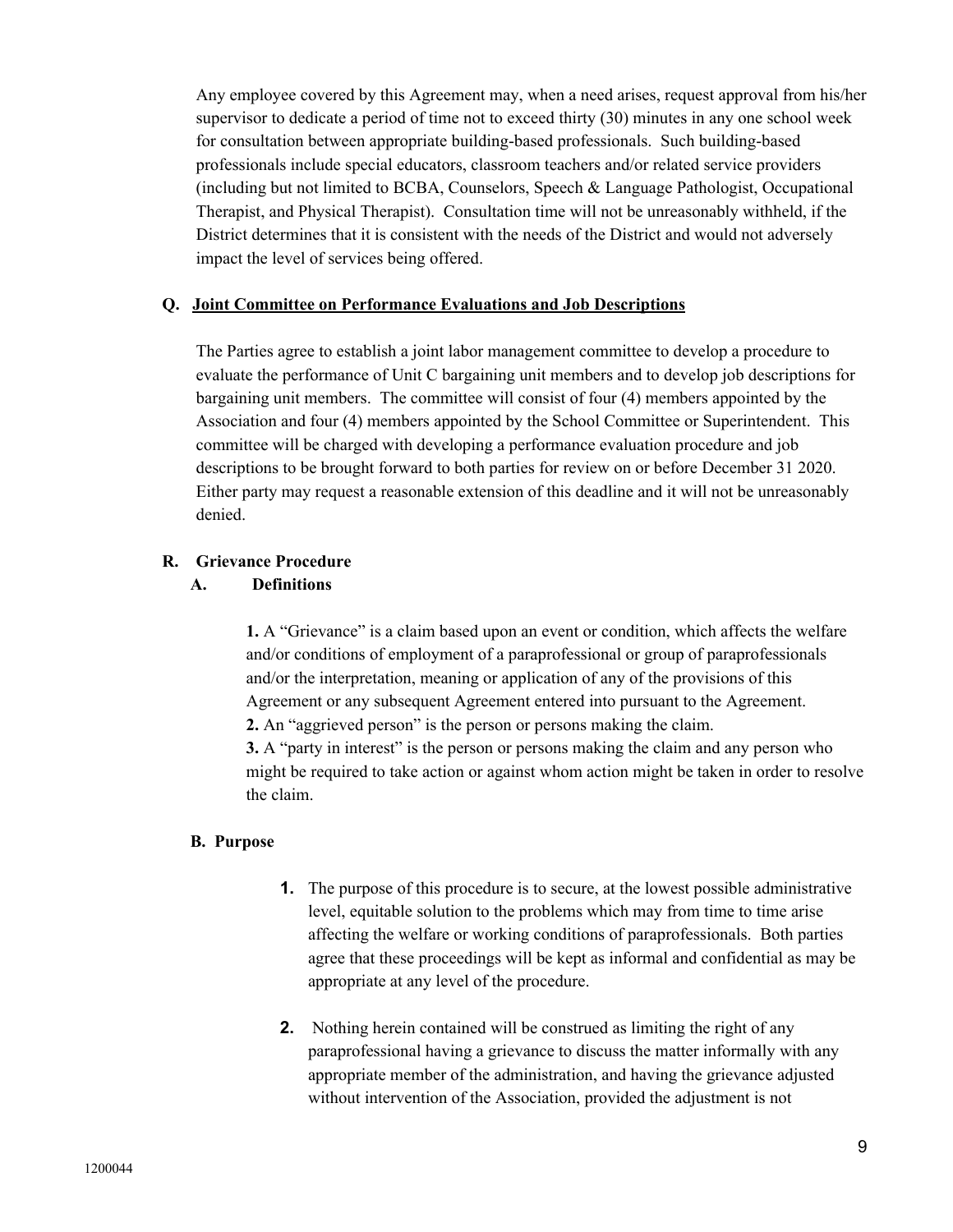Any employee covered by this Agreement may, when a need arises, request approval from his/her supervisor to dedicate a period of time not to exceed thirty (30) minutes in any one school week for consultation between appropriate building-based professionals. Such building-based professionals include special educators, classroom teachers and/or related service providers (including but not limited to BCBA, Counselors, Speech & Language Pathologist, Occupational Therapist, and Physical Therapist). Consultation time will not be unreasonably withheld, if the District determines that it is consistent with the needs of the District and would not adversely impact the level of services being offered.

### Q. Joint Committee on Performance Evaluations and Job Descriptions

The Parties agree to establish a joint labor management committee to develop a procedure to evaluate the performance of Unit C bargaining unit members and to develop job descriptions for bargaining unit members. The committee will consist of four (4) members appointed by the Association and four (4) members appointed by the School Committee or Superintendent. This committee will be charged with developing a performance evaluation procedure and job descriptions to be brought forward to both parties for review on or before December 31 2020. Either party may request a reasonable extension of this deadline and it will not be unreasonably denied.

### R. Grievance Procedure

#### A. Definitions

**1.** A "Grievance" is a claim based upon an event or condition, which affects the welfare and/or conditions of employment of a paraprofessional or group of paraprofessionals and/or the interpretation, meaning or application of any of the provisions of this Agreement or any subsequent Agreement entered into pursuant to the Agreement.
**2.** An "aggrieved person" is the person or persons making the claim.
**3.** A "party in interest" is the person or persons making the claim and any person who might be required to take action or against whom action might be taken in order to resolve the claim.

#### B. Purpose

1. The purpose of this procedure is to secure, at the lowest possible administrative level, equitable solution to the problems which may from time to time arise affecting the welfare or working conditions of paraprofessionals. Both parties agree that these proceedings will be kept as informal and confidential as may be appropriate at any level of the procedure.

2. Nothing herein contained will be construed as limiting the right of any paraprofessional having a grievance to discuss the matter informally with any appropriate member of the administration, and having the grievance adjusted without intervention of the Association, provided the adjustment is not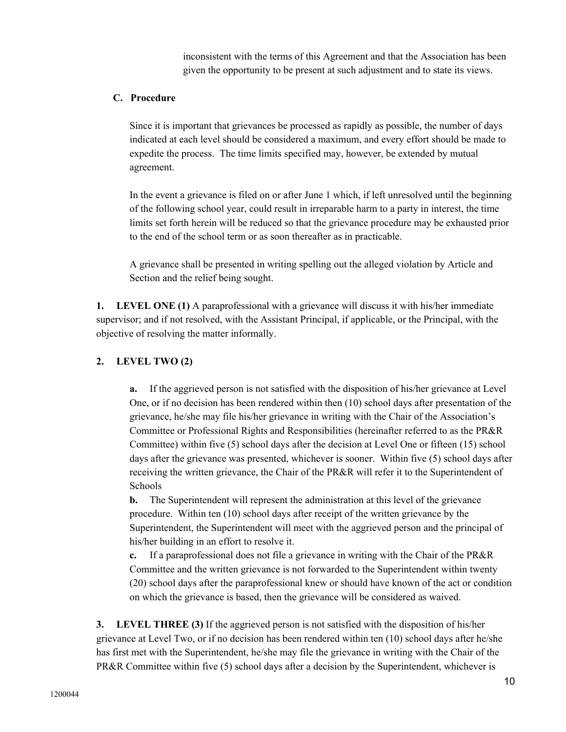inconsistent with the terms of this Agreement and that the Association has been given the opportunity to be present at such adjustment and to state its views.

**C. Procedure**

Since it is important that grievances be processed as rapidly as possible, the number of days indicated at each level should be considered a maximum, and every effort should be made to expedite the process. The time limits specified may, however, be extended by mutual agreement.

In the event a grievance is filed on or after June 1 which, if left unresolved until the beginning of the following school year, could result in irreparable harm to a party in interest, the time limits set forth herein will be reduced so that the grievance procedure may be exhausted prior to the end of the school term or as soon thereafter as in practicable.

A grievance shall be presented in writing spelling out the alleged violation by Article and Section and the relief being sought.

**1. LEVEL ONE (1)** A paraprofessional with a grievance will discuss it with his/her immediate supervisor; and if not resolved, with the Assistant Principal, if applicable, or the Principal, with the objective of resolving the matter informally.

**2. LEVEL TWO (2)**

**a.** If the aggrieved person is not satisfied with the disposition of his/her grievance at Level One, or if no decision has been rendered within then (10) school days after presentation of the grievance, he/she may file his/her grievance in writing with the Chair of the Association's Committee or Professional Rights and Responsibilities (hereinafter referred to as the PR&R Committee) within five (5) school days after the decision at Level One or fifteen (15) school days after the grievance was presented, whichever is sooner. Within five (5) school days after receiving the written grievance, the Chair of the PR&R will refer it to the Superintendent of Schools

**b.** The Superintendent will represent the administration at this level of the grievance procedure. Within ten (10) school days after receipt of the written grievance by the Superintendent, the Superintendent will meet with the aggrieved person and the principal of his/her building in an effort to resolve it.

**c.** If a paraprofessional does not file a grievance in writing with the Chair of the PR&R Committee and the written grievance is not forwarded to the Superintendent within twenty (20) school days after the paraprofessional knew or should have known of the act or condition on which the grievance is based, then the grievance will be considered as waived.

**3. LEVEL THREE (3)** If the aggrieved person is not satisfied with the disposition of his/her grievance at Level Two, or if no decision has been rendered within ten (10) school days after he/she has first met with the Superintendent, he/she may file the grievance in writing with the Chair of the PR&R Committee within five (5) school days after a decision by the Superintendent, whichever is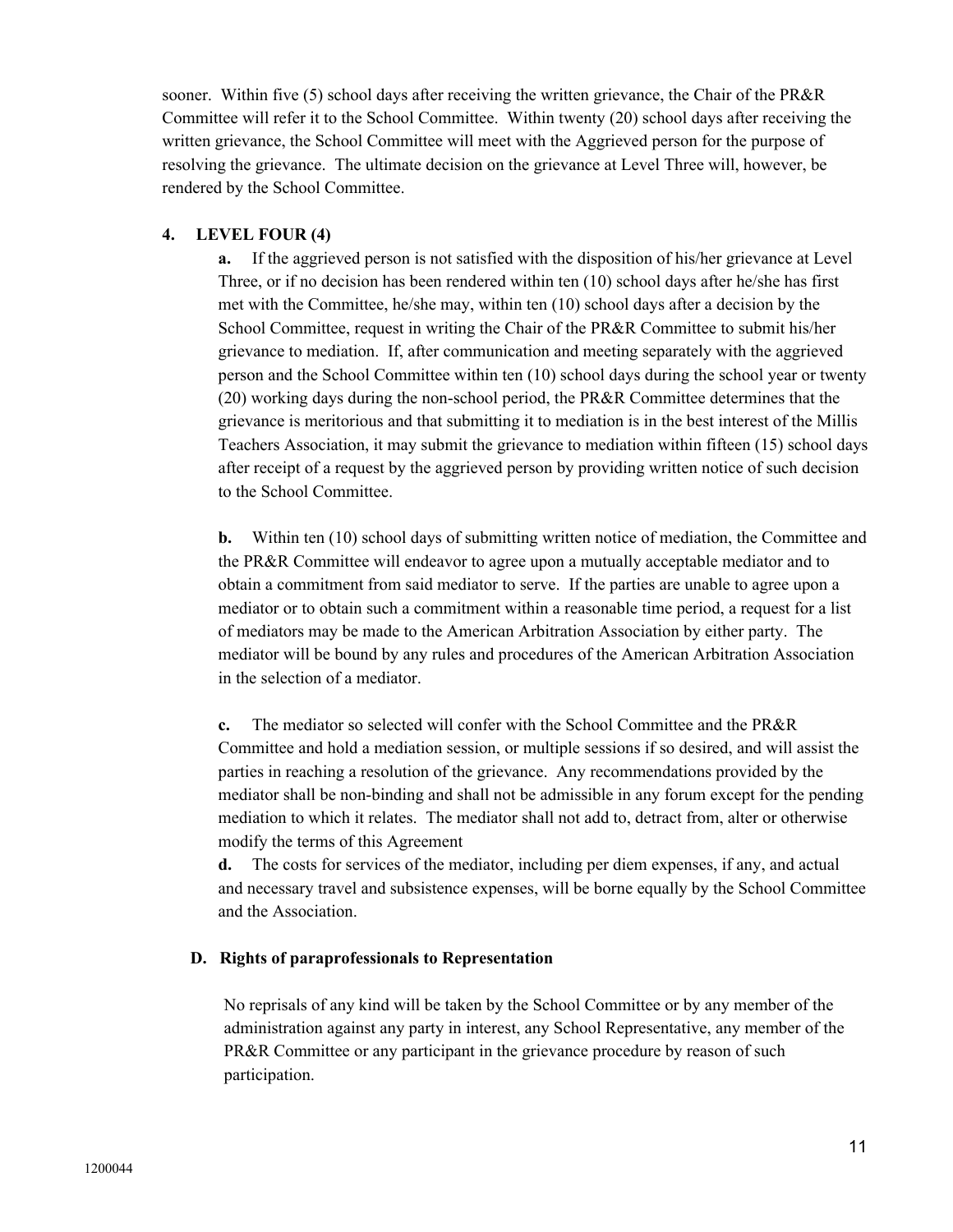sooner. Within five (5) school days after receiving the written grievance, the Chair of the PR&R Committee will refer it to the School Committee. Within twenty (20) school days after receiving the written grievance, the School Committee will meet with the Aggrieved person for the purpose of resolving the grievance. The ultimate decision on the grievance at Level Three will, however, be rendered by the School Committee.

**4. LEVEL FOUR (4)**

**a.** If the aggrieved person is not satisfied with the disposition of his/her grievance at Level Three, or if no decision has been rendered within ten (10) school days after he/she has first met with the Committee, he/she may, within ten (10) school days after a decision by the School Committee, request in writing the Chair of the PR&R Committee to submit his/her grievance to mediation. If, after communication and meeting separately with the aggrieved person and the School Committee within ten (10) school days during the school year or twenty (20) working days during the non-school period, the PR&R Committee determines that the grievance is meritorious and that submitting it to mediation is in the best interest of the Millis Teachers Association, it may submit the grievance to mediation within fifteen (15) school days after receipt of a request by the aggrieved person by providing written notice of such decision to the School Committee.

**b.** Within ten (10) school days of submitting written notice of mediation, the Committee and the PR&R Committee will endeavor to agree upon a mutually acceptable mediator and to obtain a commitment from said mediator to serve. If the parties are unable to agree upon a mediator or to obtain such a commitment within a reasonable time period, a request for a list of mediators may be made to the American Arbitration Association by either party. The mediator will be bound by any rules and procedures of the American Arbitration Association in the selection of a mediator.

**c.** The mediator so selected will confer with the School Committee and the PR&R Committee and hold a mediation session, or multiple sessions if so desired, and will assist the parties in reaching a resolution of the grievance. Any recommendations provided by the mediator shall be non-binding and shall not be admissible in any forum except for the pending mediation to which it relates. The mediator shall not add to, detract from, alter or otherwise modify the terms of this Agreement

**d.** The costs for services of the mediator, including per diem expenses, if any, and actual and necessary travel and subsistence expenses, will be borne equally by the School Committee and the Association.

**D. Rights of paraprofessionals to Representation**

No reprisals of any kind will be taken by the School Committee or by any member of the administration against any party in interest, any School Representative, any member of the PR&R Committee or any participant in the grievance procedure by reason of such participation.

1200044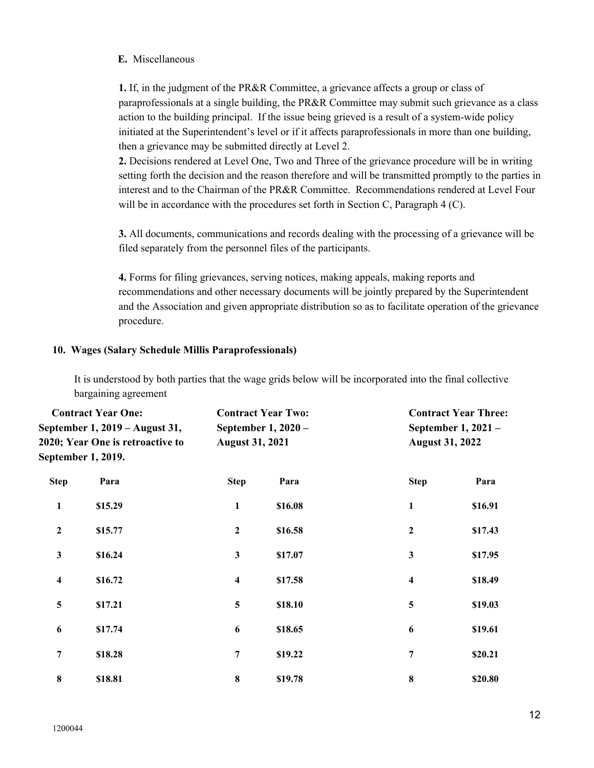**E.** Miscellaneous

**1.** If, in the judgment of the PR&R Committee, a grievance affects a group or class of paraprofessionals at a single building, the PR&R Committee may submit such grievance as a class action to the building principal. If the issue being grieved is a result of a system-wide policy initiated at the Superintendent's level or if it affects paraprofessionals in more than one building, then a grievance may be submitted directly at Level 2.

**2.** Decisions rendered at Level One, Two and Three of the grievance procedure will be in writing setting forth the decision and the reason therefore and will be transmitted promptly to the parties in interest and to the Chairman of the PR&R Committee. Recommendations rendered at Level Four will be in accordance with the procedures set forth in Section C, Paragraph 4 (C).

**3.** All documents, communications and records dealing with the processing of a grievance will be filed separately from the personnel files of the participants.

**4.** Forms for filing grievances, serving notices, making appeals, making reports and recommendations and other necessary documents will be jointly prepared by the Superintendent and the Association and given appropriate distribution so as to facilitate operation of the grievance procedure.

## 10. Wages (Salary Schedule Millis Paraprofessionals)

It is understood by both parties that the wage grids below will be incorporated into the final collective bargaining agreement

| **Contract Year One: September 1, 2019 – August 31, 2020; Year One is retroactive to September 1, 2019.** | | **Contract Year Two: September 1, 2020 – August 31, 2021** | | **Contract Year Three: September 1, 2021 – August 31, 2022** | |
|---|---|---|---|---|---|
| **Step** | **Para** | **Step** | **Para** | **Step** | **Para** |
| **1** | **$15.29** | **1** | **$16.08** | **1** | **$16.91** |
| **2** | **$15.77** | **2** | **$16.58** | **2** | **$17.43** |
| **3** | **$16.24** | **3** | **$17.07** | **3** | **$17.95** |
| **4** | **$16.72** | **4** | **$17.58** | **4** | **$18.49** |
| **5** | **$17.21** | **5** | **$18.10** | **5** | **$19.03** |
| **6** | **$17.74** | **6** | **$18.65** | **6** | **$19.61** |
| **7** | **$18.28** | **7** | **$19.22** | **7** | **$20.21** |
| **8** | **$18.81** | **8** | **$19.78** | **8** | **$20.80** |

1200044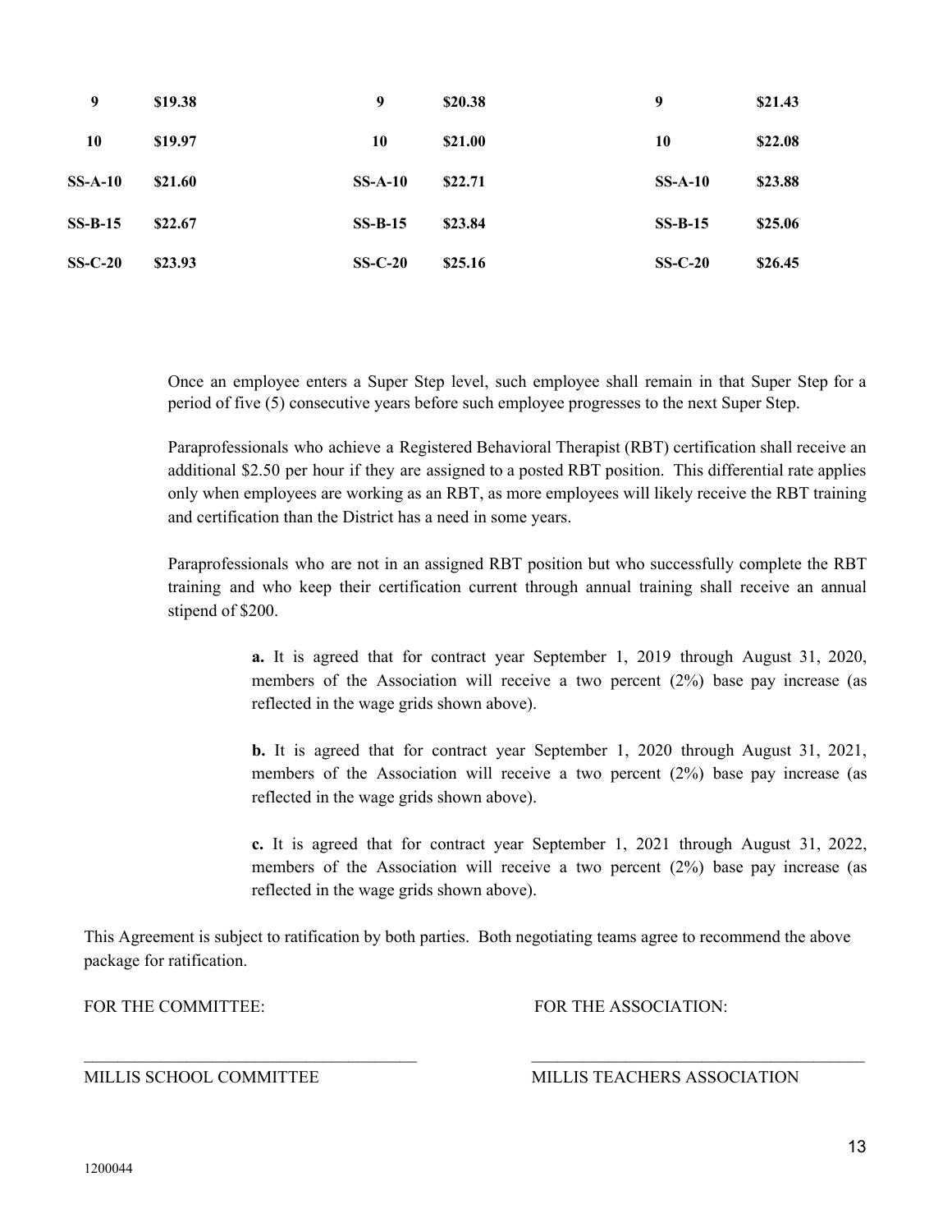| | | | | | |
|---|---|---|---|---|---|
| **9** | **$19.38** | **9** | **$20.38** | **9** | **$21.43** |
| **10** | **$19.97** | **10** | **$21.00** | **10** | **$22.08** |
| **SS-A-10** | **$21.60** | **SS-A-10** | **$22.71** | **SS-A-10** | **$23.88** |
| **SS-B-15** | **$22.67** | **SS-B-15** | **$23.84** | **SS-B-15** | **$25.06** |
| **SS-C-20** | **$23.93** | **SS-C-20** | **$25.16** | **SS-C-20** | **$26.45** |

Once an employee enters a Super Step level, such employee shall remain in that Super Step for a period of five (5) consecutive years before such employee progresses to the next Super Step.

Paraprofessionals who achieve a Registered Behavioral Therapist (RBT) certification shall receive an additional $2.50 per hour if they are assigned to a posted RBT position. This differential rate applies only when employees are working as an RBT, as more employees will likely receive the RBT training and certification than the District has a need in some years.

Paraprofessionals who are not in an assigned RBT position but who successfully complete the RBT training and who keep their certification current through annual training shall receive an annual stipend of $200.

> **a.** It is agreed that for contract year September 1, 2019 through August 31, 2020, members of the Association will receive a two percent (2%) base pay increase (as reflected in the wage grids shown above).
>
> **b.** It is agreed that for contract year September 1, 2020 through August 31, 2021, members of the Association will receive a two percent (2%) base pay increase (as reflected in the wage grids shown above).
>
> **c.** It is agreed that for contract year September 1, 2021 through August 31, 2022, members of the Association will receive a two percent (2%) base pay increase (as reflected in the wage grids shown above).

This Agreement is subject to ratification by both parties. Both negotiating teams agree to recommend the above package for ratification.

FOR THE COMMITTEE:

\_\_\_\_\_\_\_\_\_\_\_\_\_\_\_\_\_\_\_\_\_\_\_\_\_\_\_\_\_\_\_\_\_\_\_\_\_\_\_\_

MILLIS SCHOOL COMMITTEE

FOR THE ASSOCIATION:

\_\_\_\_\_\_\_\_\_\_\_\_\_\_\_\_\_\_\_\_\_\_\_\_\_\_\_\_\_\_\_\_\_\_\_\_\_\_\_\_

MILLIS TEACHERS ASSOCIATION

1200044